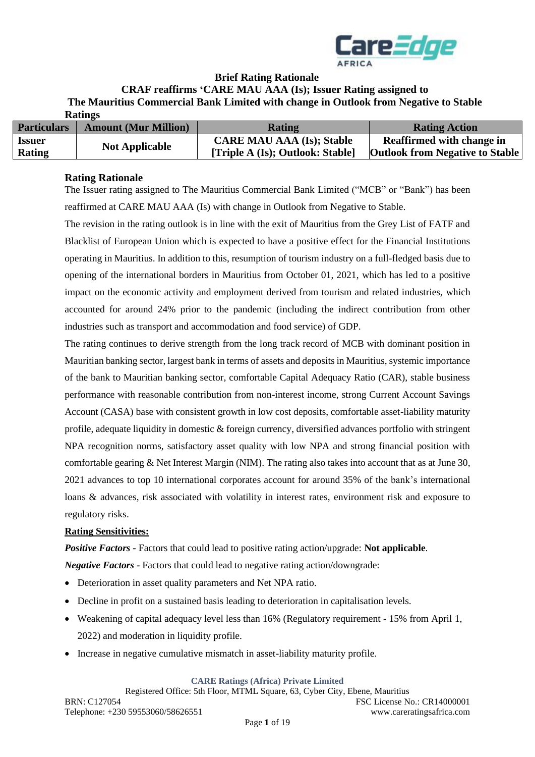# Brief Rating Rationale

## CRAF reaffirms 'CARE MAU AAA (Is); Issuer Rating assigned to The Mauritius Commercial Bank Limited with change in Outlook from Negative to Stable

**Ratings**

| Particulars | Amount (Mur Million) | Rating | Rating Action |
|---|---|---|---|
| Issuer Rating | Not Applicable | CARE MAU AAA (Is); Stable [Triple A (Is); Outlook: Stable] | Reaffirmed with change in Outlook from Negative to Stable |

### Rating Rationale

The Issuer rating assigned to The Mauritius Commercial Bank Limited ("MCB" or "Bank") has been reaffirmed at CARE MAU AAA (Is) with change in Outlook from Negative to Stable.

The revision in the rating outlook is in line with the exit of Mauritius from the Grey List of FATF and Blacklist of European Union which is expected to have a positive effect for the Financial Institutions operating in Mauritius. In addition to this, resumption of tourism industry on a full-fledged basis due to opening of the international borders in Mauritius from October 01, 2021, which has led to a positive impact on the economic activity and employment derived from tourism and related industries, which accounted for around 24% prior to the pandemic (including the indirect contribution from other industries such as transport and accommodation and food service) of GDP.

The rating continues to derive strength from the long track record of MCB with dominant position in Mauritian banking sector, largest bank in terms of assets and deposits in Mauritius, systemic importance of the bank to Mauritian banking sector, comfortable Capital Adequacy Ratio (CAR), stable business performance with reasonable contribution from non-interest income, strong Current Account Savings Account (CASA) base with consistent growth in low cost deposits, comfortable asset-liability maturity profile, adequate liquidity in domestic & foreign currency, diversified advances portfolio with stringent NPA recognition norms, satisfactory asset quality with low NPA and strong financial position with comfortable gearing & Net Interest Margin (NIM). The rating also takes into account that as at June 30, 2021 advances to top 10 international corporates account for around 35% of the bank's international loans & advances, risk associated with volatility in interest rates, environment risk and exposure to regulatory risks.

**Rating Sensitivities:**

***Positive Factors -*** Factors that could lead to positive rating action/upgrade: **Not applicable**.

***Negative Factors -*** Factors that could lead to negative rating action/downgrade:

- Deterioration in asset quality parameters and Net NPA ratio.
- Decline in profit on a sustained basis leading to deterioration in capitalisation levels.
- Weakening of capital adequacy level less than 16% (Regulatory requirement - 15% from April 1, 2022) and moderation in liquidity profile.
- Increase in negative cumulative mismatch in asset-liability maturity profile.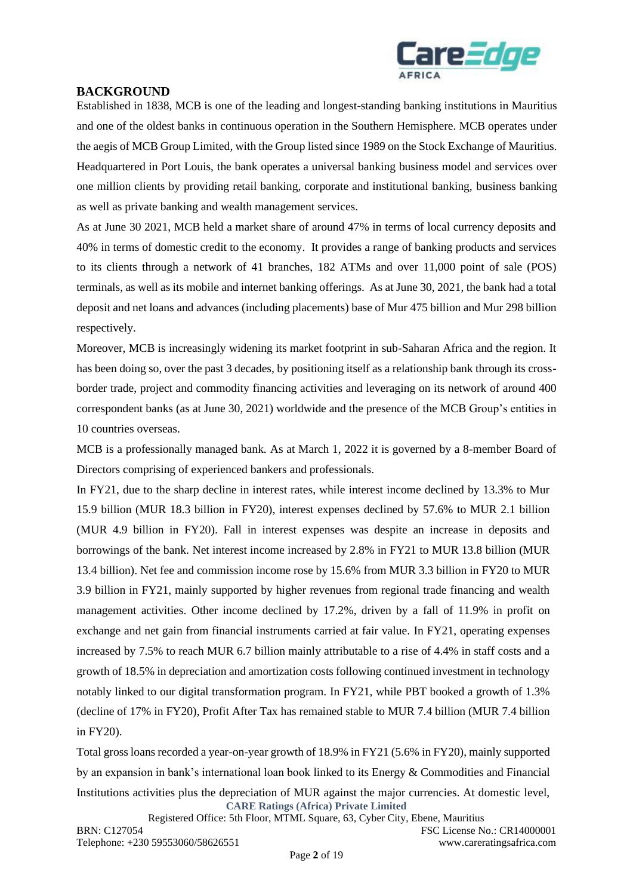## BACKGROUND

Established in 1838, MCB is one of the leading and longest-standing banking institutions in Mauritius and one of the oldest banks in continuous operation in the Southern Hemisphere. MCB operates under the aegis of MCB Group Limited, with the Group listed since 1989 on the Stock Exchange of Mauritius. Headquartered in Port Louis, the bank operates a universal banking business model and services over one million clients by providing retail banking, corporate and institutional banking, business banking as well as private banking and wealth management services.

As at June 30 2021, MCB held a market share of around 47% in terms of local currency deposits and 40% in terms of domestic credit to the economy. It provides a range of banking products and services to its clients through a network of 41 branches, 182 ATMs and over 11,000 point of sale (POS) terminals, as well as its mobile and internet banking offerings. As at June 30, 2021, the bank had a total deposit and net loans and advances (including placements) base of Mur 475 billion and Mur 298 billion respectively.

Moreover, MCB is increasingly widening its market footprint in sub-Saharan Africa and the region. It has been doing so, over the past 3 decades, by positioning itself as a relationship bank through its cross-border trade, project and commodity financing activities and leveraging on its network of around 400 correspondent banks (as at June 30, 2021) worldwide and the presence of the MCB Group's entities in 10 countries overseas.

MCB is a professionally managed bank. As at March 1, 2022 it is governed by a 8-member Board of Directors comprising of experienced bankers and professionals.

In FY21, due to the sharp decline in interest rates, while interest income declined by 13.3% to Mur 15.9 billion (MUR 18.3 billion in FY20), interest expenses declined by 57.6% to MUR 2.1 billion (MUR 4.9 billion in FY20). Fall in interest expenses was despite an increase in deposits and borrowings of the bank. Net interest income increased by 2.8% in FY21 to MUR 13.8 billion (MUR 13.4 billion). Net fee and commission income rose by 15.6% from MUR 3.3 billion in FY20 to MUR 3.9 billion in FY21, mainly supported by higher revenues from regional trade financing and wealth management activities. Other income declined by 17.2%, driven by a fall of 11.9% in profit on exchange and net gain from financial instruments carried at fair value. In FY21, operating expenses increased by 7.5% to reach MUR 6.7 billion mainly attributable to a rise of 4.4% in staff costs and a growth of 18.5% in depreciation and amortization costs following continued investment in technology notably linked to our digital transformation program. In FY21, while PBT booked a growth of 1.3% (decline of 17% in FY20), Profit After Tax has remained stable to MUR 7.4 billion (MUR 7.4 billion in FY20).

Total gross loans recorded a year-on-year growth of 18.9% in FY21 (5.6% in FY20), mainly supported by an expansion in bank's international loan book linked to its Energy & Commodities and Financial Institutions activities plus the depreciation of MUR against the major currencies. At domestic level,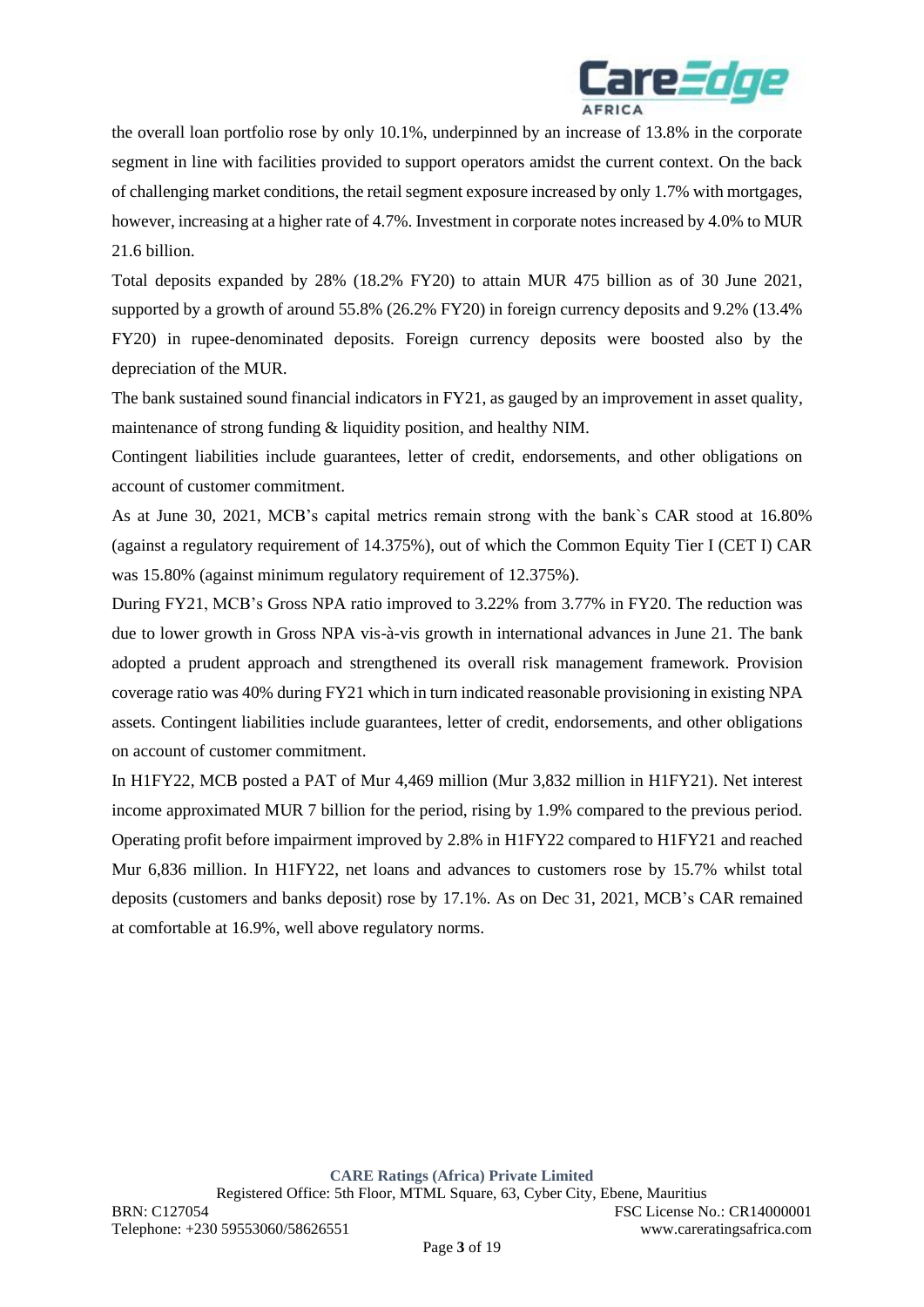the overall loan portfolio rose by only 10.1%, underpinned by an increase of 13.8% in the corporate segment in line with facilities provided to support operators amidst the current context. On the back of challenging market conditions, the retail segment exposure increased by only 1.7% with mortgages, however, increasing at a higher rate of 4.7%. Investment in corporate notes increased by 4.0% to MUR 21.6 billion.

Total deposits expanded by 28% (18.2% FY20) to attain MUR 475 billion as of 30 June 2021, supported by a growth of around 55.8% (26.2% FY20) in foreign currency deposits and 9.2% (13.4% FY20) in rupee-denominated deposits. Foreign currency deposits were boosted also by the depreciation of the MUR.

The bank sustained sound financial indicators in FY21, as gauged by an improvement in asset quality, maintenance of strong funding & liquidity position, and healthy NIM.

Contingent liabilities include guarantees, letter of credit, endorsements, and other obligations on account of customer commitment.

As at June 30, 2021, MCB's capital metrics remain strong with the bank`s CAR stood at 16.80% (against a regulatory requirement of 14.375%), out of which the Common Equity Tier I (CET I) CAR was 15.80% (against minimum regulatory requirement of 12.375%).

During FY21, MCB's Gross NPA ratio improved to 3.22% from 3.77% in FY20. The reduction was due to lower growth in Gross NPA vis-à-vis growth in international advances in June 21. The bank adopted a prudent approach and strengthened its overall risk management framework. Provision coverage ratio was 40% during FY21 which in turn indicated reasonable provisioning in existing NPA assets. Contingent liabilities include guarantees, letter of credit, endorsements, and other obligations on account of customer commitment.

In H1FY22, MCB posted a PAT of Mur 4,469 million (Mur 3,832 million in H1FY21). Net interest income approximated MUR 7 billion for the period, rising by 1.9% compared to the previous period. Operating profit before impairment improved by 2.8% in H1FY22 compared to H1FY21 and reached Mur 6,836 million. In H1FY22, net loans and advances to customers rose by 15.7% whilst total deposits (customers and banks deposit) rose by 17.1%. As on Dec 31, 2021, MCB's CAR remained at comfortable at 16.9%, well above regulatory norms.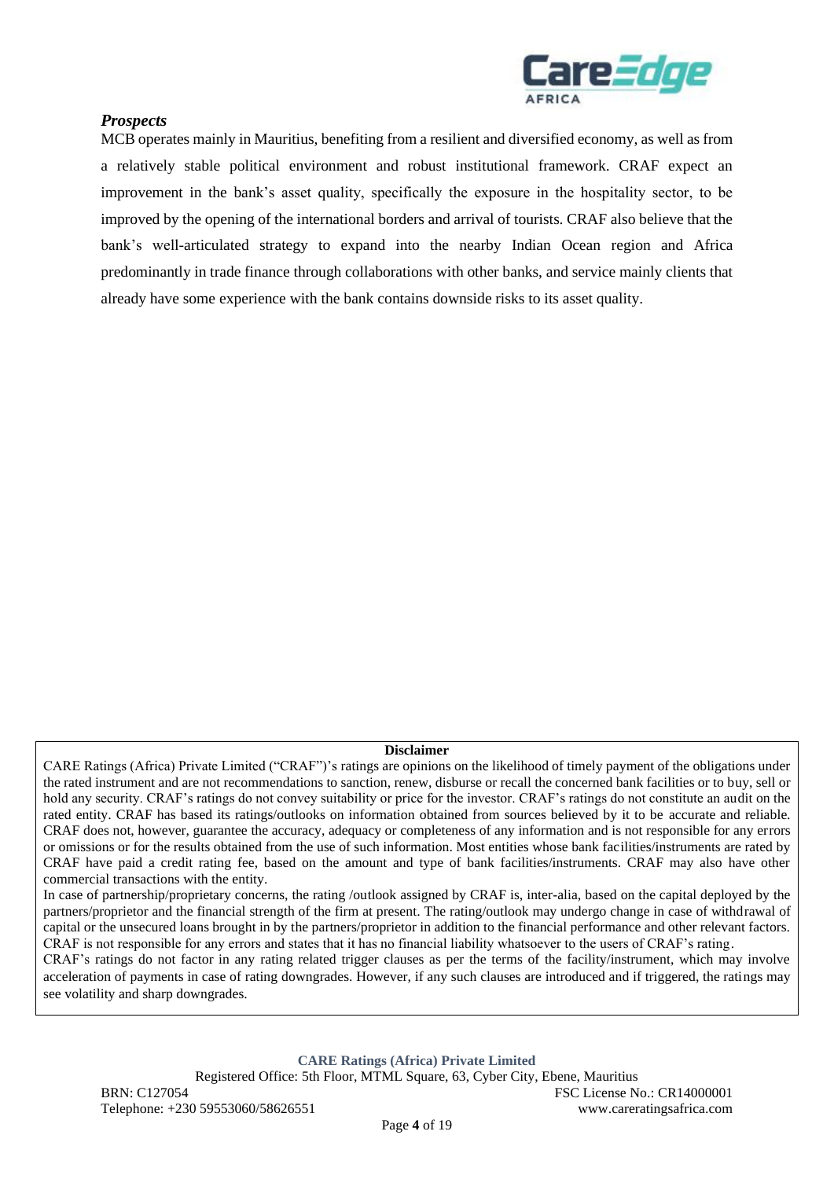### *Prospects*

MCB operates mainly in Mauritius, benefiting from a resilient and diversified economy, as well as from a relatively stable political environment and robust institutional framework. CRAF expect an improvement in the bank's asset quality, specifically the exposure in the hospitality sector, to be improved by the opening of the international borders and arrival of tourists. CRAF also believe that the bank's well-articulated strategy to expand into the nearby Indian Ocean region and Africa predominantly in trade finance through collaborations with other banks, and service mainly clients that already have some experience with the bank contains downside risks to its asset quality.

**Disclaimer**

CARE Ratings (Africa) Private Limited ("CRAF")'s ratings are opinions on the likelihood of timely payment of the obligations under the rated instrument and are not recommendations to sanction, renew, disburse or recall the concerned bank facilities or to buy, sell or hold any security. CRAF's ratings do not convey suitability or price for the investor. CRAF's ratings do not constitute an audit on the rated entity. CRAF has based its ratings/outlooks on information obtained from sources believed by it to be accurate and reliable. CRAF does not, however, guarantee the accuracy, adequacy or completeness of any information and is not responsible for any errors or omissions or for the results obtained from the use of such information. Most entities whose bank facilities/instruments are rated by CRAF have paid a credit rating fee, based on the amount and type of bank facilities/instruments. CRAF may also have other commercial transactions with the entity.

In case of partnership/proprietary concerns, the rating /outlook assigned by CRAF is, inter-alia, based on the capital deployed by the partners/proprietor and the financial strength of the firm at present. The rating/outlook may undergo change in case of withdrawal of capital or the unsecured loans brought in by the partners/proprietor in addition to the financial performance and other relevant factors. CRAF is not responsible for any errors and states that it has no financial liability whatsoever to the users of CRAF's rating.

CRAF's ratings do not factor in any rating related trigger clauses as per the terms of the facility/instrument, which may involve acceleration of payments in case of rating downgrades. However, if any such clauses are introduced and if triggered, the ratings may see volatility and sharp downgrades.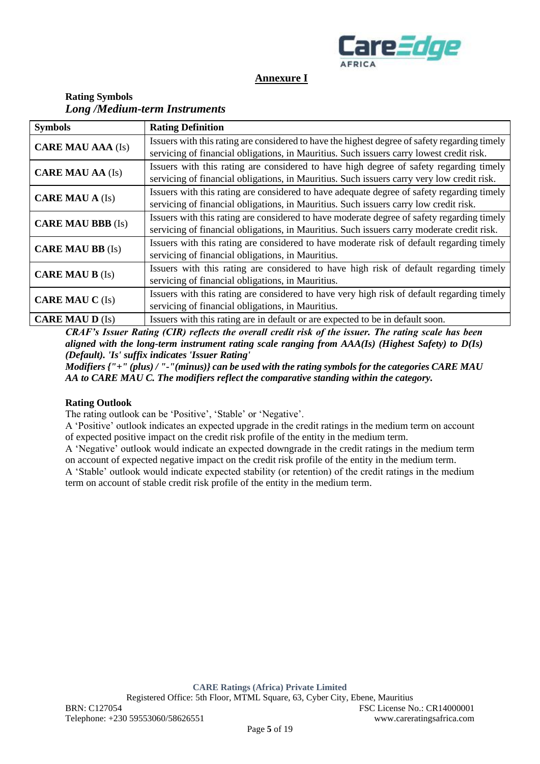## Annexure I

**Rating Symbols**

***Long /Medium-term Instruments***

| Symbols | Rating Definition |
|---|---|
| **CARE MAU AAA** (Is) | Issuers with this rating are considered to have the highest degree of safety regarding timely servicing of financial obligations, in Mauritius. Such issuers carry lowest credit risk. |
| **CARE MAU AA** (Is) | Issuers with this rating are considered to have high degree of safety regarding timely servicing of financial obligations, in Mauritius. Such issuers carry very low credit risk. |
| **CARE MAU A** (Is) | Issuers with this rating are considered to have adequate degree of safety regarding timely servicing of financial obligations, in Mauritius. Such issuers carry low credit risk. |
| **CARE MAU BBB** (Is) | Issuers with this rating are considered to have moderate degree of safety regarding timely servicing of financial obligations, in Mauritius. Such issuers carry moderate credit risk. |
| **CARE MAU BB** (Is) | Issuers with this rating are considered to have moderate risk of default regarding timely servicing of financial obligations, in Mauritius. |
| **CARE MAU B** (Is) | Issuers with this rating are considered to have high risk of default regarding timely servicing of financial obligations, in Mauritius. |
| **CARE MAU C** (Is) | Issuers with this rating are considered to have very high risk of default regarding timely servicing of financial obligations, in Mauritius. |
| **CARE MAU D** (Is) | Issuers with this rating are in default or are expected to be in default soon. |

***CRAF's Issuer Rating (CIR) reflects the overall credit risk of the issuer. The rating scale has been aligned with the long-term instrument rating scale ranging from AAA(Is) (Highest Safety) to D(Is) (Default). 'Is' suffix indicates 'Issuer Rating'***

***Modifiers {"+" (plus) / "-"(minus)} can be used with the rating symbols for the categories CARE MAU AA to CARE MAU C. The modifiers reflect the comparative standing within the category.***

**Rating Outlook**

The rating outlook can be 'Positive', 'Stable' or 'Negative'.

A 'Positive' outlook indicates an expected upgrade in the credit ratings in the medium term on account of expected positive impact on the credit risk profile of the entity in the medium term.

A 'Negative' outlook would indicate an expected downgrade in the credit ratings in the medium term on account of expected negative impact on the credit risk profile of the entity in the medium term.

A 'Stable' outlook would indicate expected stability (or retention) of the credit ratings in the medium term on account of stable credit risk profile of the entity in the medium term.